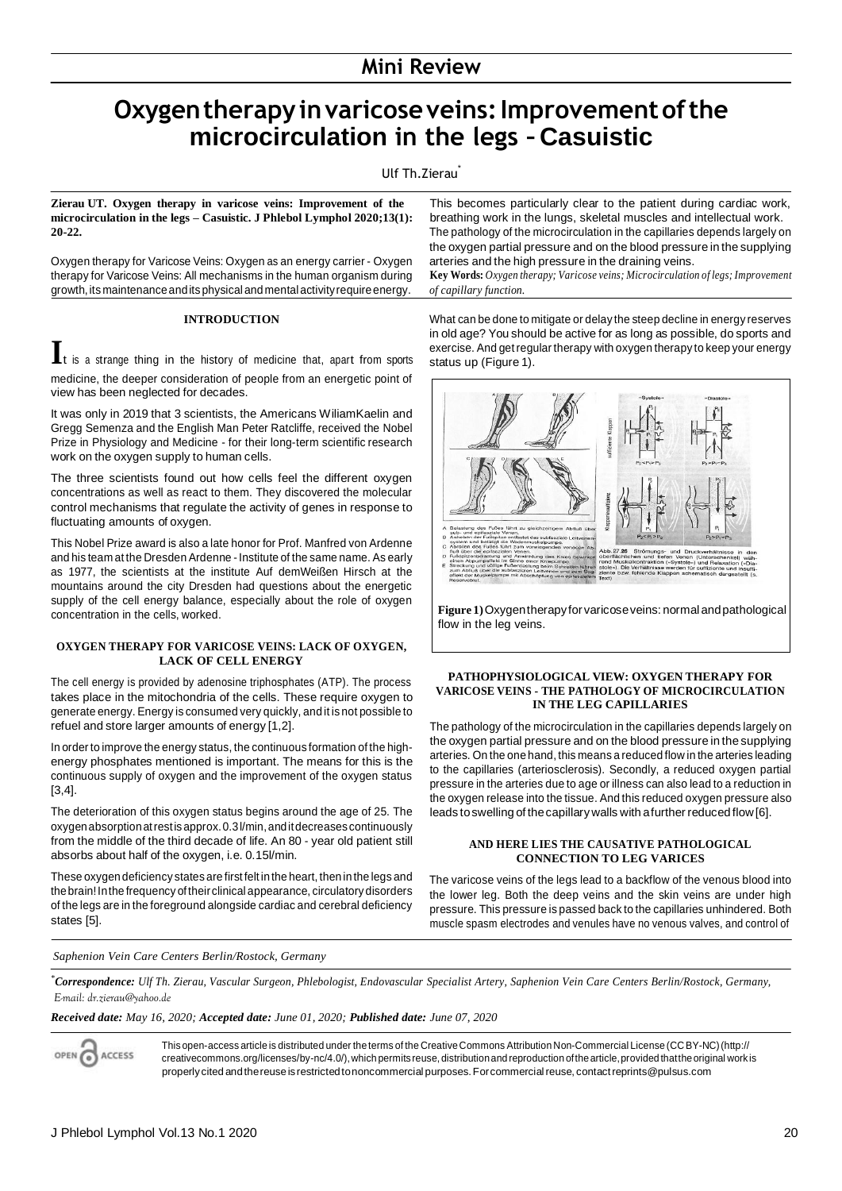## Mini Review

# Oxygen therapy in varicose veins: Improvement of the microcirculation in the legs – Casuistic

Ulf Th.Zierau*

**Zierau UT. Oxygen therapy in varicose veins: Improvement of the microcirculation in the legs – Casuistic. J Phlebol Lymphol 2020;13(1): 20-22.**

Oxygen therapy for Varicose Veins: Oxygen as an energy carrier - Oxygen therapy for Varicose Veins: All mechanisms in the human organism during growth, its maintenance and its physical and mental activity require energy. This becomes particularly clear to the patient during cardiac work, breathing work in the lungs, skeletal muscles and intellectual work. The pathology of the microcirculation in the capillaries depends largely on the oxygen partial pressure and on the blood pressure in the supplying arteries and the high pressure in the draining veins.

**Key Words:** *Oxygen therapy; Varicose veins; Microcirculation of legs; Improvement of capillary function.*

### INTRODUCTION

It is a strange thing in the history of medicine that, apart from sports medicine, the deeper consideration of people from an energetic point of view has been neglected for decades.

It was only in 2019 that 3 scientists, the Americans WiliamKaelin and Gregg Semenza and the English Man Peter Ratcliffe, received the Nobel Prize in Physiology and Medicine - for their long-term scientific research work on the oxygen supply to human cells.

The three scientists found out how cells feel the different oxygen concentrations as well as react to them. They discovered the molecular control mechanisms that regulate the activity of genes in response to fluctuating amounts of oxygen.

This Nobel Prize award is also a late honor for Prof. Manfred von Ardenne and his team at the Dresden Ardenne - Institute of the same name. As early as 1977, the scientists at the institute Auf demWeißen Hirsch at the mountains around the city Dresden had questions about the energetic supply of the cell energy balance, especially about the role of oxygen concentration in the cells, worked.

### OXYGEN THERAPY FOR VARICOSE VEINS: LACK OF OXYGEN, LACK OF CELL ENERGY

The cell energy is provided by adenosine triphosphates (ATP). The process takes place in the mitochondria of the cells. These require oxygen to generate energy. Energy is consumed very quickly, and it is not possible to refuel and store larger amounts of energy [1,2].

In order to improve the energy status, the continuous formation of the high-energy phosphates mentioned is important. The means for this is the continuous supply of oxygen and the improvement of the oxygen status [3,4].

The deterioration of this oxygen status begins around the age of 25. The oxygen absorption at rest is approx. 0.3 l/min, and it decreases continuously from the middle of the third decade of life. An 80 - year old patient still absorbs about half of the oxygen, i.e. 0.15l/min.

These oxygen deficiency states are first felt in the heart, then in the legs and the brain! In the frequency of their clinical appearance, circulatory disorders of the legs are in the foreground alongside cardiac and cerebral deficiency states [5].

What can be done to mitigate or delay the steep decline in energy reserves in old age? You should be active for as long as possible, do sports and exercise. And get regular therapy with oxygen therapy to keep your energy status up (Figure 1).

**Figure 1)** Oxygen therapy for varicose veins: normal and pathological flow in the leg veins.

### PATHOPHYSIOLOGICAL VIEW: OXYGEN THERAPY FOR VARICOSE VEINS - THE PATHOLOGY OF MICROCIRCULATION IN THE LEG CAPILLARIES

The pathology of the microcirculation in the capillaries depends largely on the oxygen partial pressure and on the blood pressure in the supplying arteries. On the one hand, this means a reduced flow in the arteries leading to the capillaries (arteriosclerosis). Secondly, a reduced oxygen partial pressure in the arteries due to age or illness can also lead to a reduction in the oxygen release into the tissue. And this reduced oxygen pressure also leads to swelling of the capillary walls with a further reduced flow [6].

### AND HERE LIES THE CAUSATIVE PATHOLOGICAL CONNECTION TO LEG VARICES

The varicose veins of the legs lead to a backflow of the venous blood into the lower leg. Both the deep veins and the skin veins are under high pressure. This pressure is passed back to the capillaries unhindered. Both muscle spasm electrodes and venules have no venous valves, and control of

*Saphenion Vein Care Centers Berlin/Rostock, Germany*

**Correspondence:** *Ulf Th. Zierau, Vascular Surgeon, Phlebologist, Endovascular Specialist Artery, Saphenion Vein Care Centers Berlin/Rostock, Germany, E-mail: dr.zierau@yahoo.de*

***Received date:** May 16, 2020; **Accepted date:** June 01, 2020; **Published date:** June 07, 2020*

This open-access article is distributed under the terms of the Creative Commons Attribution Non-Commercial License (CC BY-NC) (http://creativecommons.org/licenses/by-nc/4.0/), which permits reuse, distribution and reproduction of the article, provided that the original work is properly cited and the reuse is restricted to noncommercial purposes. For commercial reuse, contact reprints@pulsus.com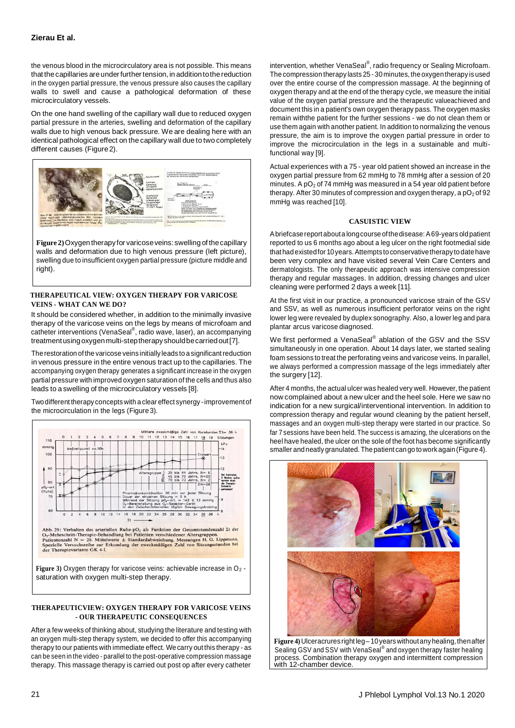the venous blood in the microcirculatory area is not possible. This means that the capillaries are under further tension, in addition to the reduction in the oxygen partial pressure, the venous pressure also causes the capillary walls to swell and cause a pathological deformation of these microcirculatory vessels.

On the one hand swelling of the capillary wall due to reduced oxygen partial pressure in the arteries, swelling and deformation of the capillary walls due to high venous back pressure. We are dealing here with an identical pathological effect on the capillary wall due to two completely different causes (Figure 2).

**Figure 2)** Oxygen therapy for varicose veins: swelling of the capillary walls and deformation due to high venous pressure (left picture), swelling due to insufficient oxygen partial pressure (picture middle and right).

## THERAPEUTICAL VIEW: OXYGEN THERAPY FOR VARICOSE VEINS - WHAT CAN WE DO?

It should be considered whether, in addition to the minimally invasive therapy of the varicose veins on the legs by means of microfoam and catheter interventions (VenaSeal®, radio wave, laser), an accompanying treatment using oxygen multi-step therapy should be carried out [7].

The restoration of the varicose veins initially leads to a significant reduction in venous pressure in the entire venous tract up to the capillaries. The accompanying oxygen therapy generates a significant increase in the oxygen partial pressure with improved oxygen saturation of the cells and thus also leads to a swelling of the microcirculatory vessels [8].

Two different therapy concepts with a clear effect synergy - improvement of the microcirculation in the legs (Figure 3).

**Figure 3)** Oxygen therapy for varicose veins: achievable increase in $O_2$ - saturation with oxygen multi-step therapy.

## THERAPEUTICVIEW: OXYGEN THERAPY FOR VARICOSE VEINS - OUR THERAPEUTIC CONSEQUENCES

After a few weeks of thinking about, studying the literature and testing with an oxygen multi-step therapy system, we decided to offer this accompanying therapy to our patients with immediate effect. We carry out this therapy - as can be seen in the video - parallel to the post-operative compression massage therapy. This massage therapy is carried out post op after every catheter intervention, whether VenaSeal®, radio frequency or Sealing Microfoam. The compression therapy lasts 25 - 30 minutes, the oxygen therapy is used over the entire course of the compression massage. At the beginning of oxygen therapy and at the end of the therapy cycle, we measure the initial value of the oxygen partial pressure and the therapeutic value achieved and document this in a patient's own oxygen therapy pass. The oxygen masks remain with the patient for the further sessions - we do not clean them or use them again with another patient. In addition to normalizing the venous pressure, the aim is to improve the oxygen partial pressure in order to improve the microcirculation in the legs in a sustainable and multi-functional way [9].

Actual experiences with a 75 - year old patient showed an increase in the oxygen partial pressure from 62 mmHg to 78 mmHg after a session of 20 minutes. A $pO_2$ of 74 mmHg was measured in a 54 year old patient before therapy. After 30 minutes of compression and oxygen therapy, a $pO_2$ of 92 mmHg was reached [10].

## CASUISTIC VIEW

A briefcase report about a long course of the disease: A 69-years old patient reported to us 6 months ago about a leg ulcer on the right footmedial side that had existed for 10 years. Attempts to conservative therapy to date have been very complex and have visited several Vein Care Centers and dermatologists. The only therapeutic approach was intensive compression therapy and regular massages. In addition, dressing changes and ulcer cleaning were performed 2 days a week [11].

At the first visit in our practice, a pronounced varicose strain of the GSV and SSV, as well as numerous insufficient perforator veins on the right lower leg were revealed by duplex sonography. Also, a lower leg and para plantar arcus varicose diagnosed.

We first performed a VenaSeal® ablation of the GSV and the SSV simultaneously in one operation. About 14 days later, we started sealing foam sessions to treat the perforating veins and varicose veins. In parallel, we always performed a compression massage of the legs immediately after the surgery [12].

After 4 months, the actual ulcer was healed very well. However, the patient now complained about a new ulcer and the heel sole. Here we saw no indication for a new surgical/interventional intervention. In addition to compression therapy and regular wound cleaning by the patient herself, massages and an oxygen multi-step therapy were started in our practice. So far 7 sessions have been held. The success is amazing, the ulcerations on the heel have healed, the ulcer on the sole of the foot has become significantly smaller and neatly granulated. The patient can go to work again (Figure 4).

**Figure 4)** Ulcera crures right leg – 10 years without any healing, then after Sealing GSV and SSV with VenaSeal® and oxygen therapy faster healing process. Combination therapy oxygen and intermittent compression with 12-chamber device.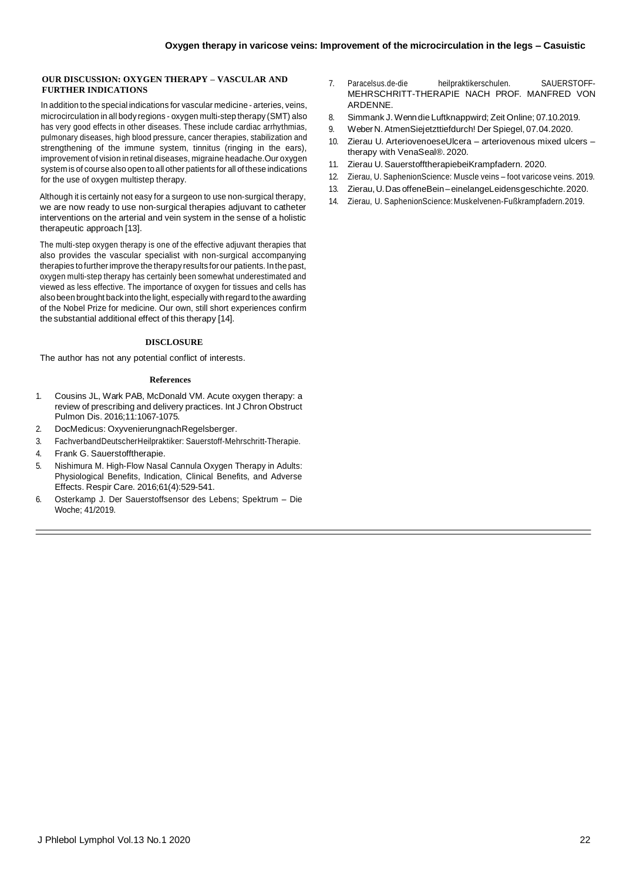## OUR DISCUSSION: OXYGEN THERAPY – VASCULAR AND FURTHER INDICATIONS

In addition to the special indications for vascular medicine - arteries, veins, microcirculation in all body regions - oxygen multi-step therapy (SMT) also has very good effects in other diseases. These include cardiac arrhythmias, pulmonary diseases, high blood pressure, cancer therapies, stabilization and strengthening of the immune system, tinnitus (ringing in the ears), improvement of vision in retinal diseases, migraine headache.Our oxygen system is of course also open to all other patients for all of these indications for the use of oxygen multistep therapy.

Although it is certainly not easy for a surgeon to use non-surgical therapy, we are now ready to use non-surgical therapies adjuvant to catheter interventions on the arterial and vein system in the sense of a holistic therapeutic approach [13].

The multi-step oxygen therapy is one of the effective adjuvant therapies that also provides the vascular specialist with non-surgical accompanying therapies to further improve the therapy results for our patients. In the past, oxygen multi-step therapy has certainly been somewhat underestimated and viewed as less effective. The importance of oxygen for tissues and cells has also been brought back into the light, especially with regard to the awarding of the Nobel Prize for medicine. Our own, still short experiences confirm the substantial additional effect of this therapy [14].

### DISCLOSURE

The author has not any potential conflict of interests.

### References

1. Cousins JL, Wark PAB, McDonald VM. Acute oxygen therapy: a review of prescribing and delivery practices. Int J Chron Obstruct Pulmon Dis. 2016;11:1067-1075.
2. DocMedicus: OxyvenierungnachRegelsberger.
3. FachverbandDeutscherHeilpraktiker: Sauerstoff-Mehrschritt-Therapie.
4. Frank G. Sauerstofftherapie.
5. Nishimura M. High-Flow Nasal Cannula Oxygen Therapy in Adults: Physiological Benefits, Indication, Clinical Benefits, and Adverse Effects. Respir Care. 2016;61(4):529-541.
6. Osterkamp J. Der Sauerstoffsensor des Lebens; Spektrum – Die Woche; 41/2019.
7. Paracelsus.de-die heilpraktikerschulen. SAUERSTOFF-MEHRSCHRITT-THERAPIE NACH PROF. MANFRED VON ARDENNE.
8. Simmank J. Wenn die Luftknappwird; Zeit Online; 07.10.2019.
9. Weber N. AtmenSiejetzttiefdurch! Der Spiegel, 07.04.2020.
10. Zierau U. ArteriovenoeseUlcera – arteriovenous mixed ulcers – therapy with VenaSeal®. 2020.
11. Zierau U. SauerstofftherapiebeiKrampfadern. 2020.
12. Zierau, U. SaphenionScience: Muscle veins – foot varicose veins. 2019.
13. Zierau, U. Das offeneBein – einelangeLeidensgeschichte. 2020.
14. Zierau, U. SaphenionScience: Muskelvenen-Fußkrampfadern. 2019.